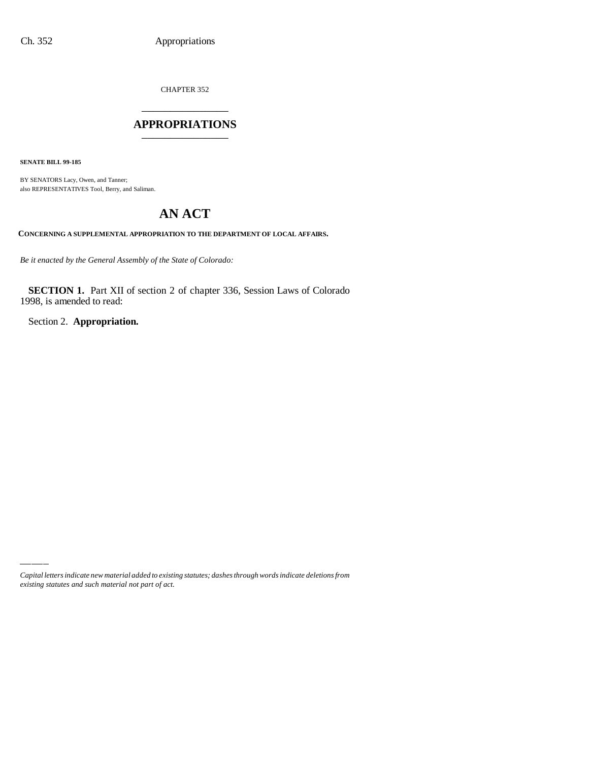CHAPTER 352

# APPROPRIATIONS

**SENATE BILL 99-185**

BY SENATORS Lacy, Owen, and Tanner;
also REPRESENTATIVES Tool, Berry, and Saliman.

# AN ACT

**CONCERNING A SUPPLEMENTAL APPROPRIATION TO THE DEPARTMENT OF LOCAL AFFAIRS.**

*Be it enacted by the General Assembly of the State of Colorado:*

**SECTION 1.** Part XII of section 2 of chapter 336, Session Laws of Colorado 1998, is amended to read:

Section 2. **Appropriation.**

*Capital letters indicate new material added to existing statutes; dashes through words indicate deletions from existing statutes and such material not part of act.*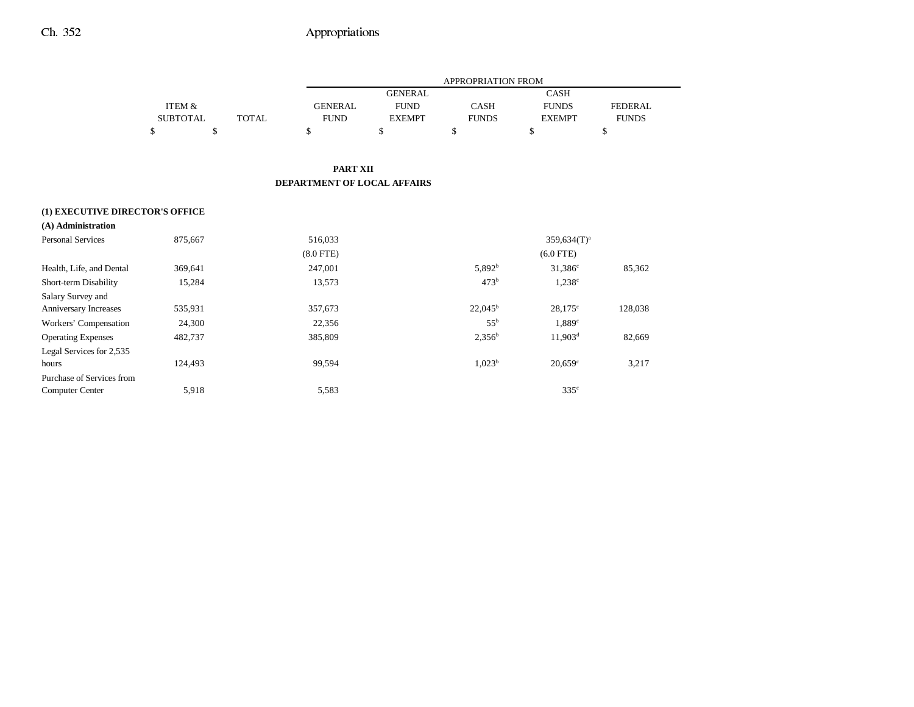## PART XII
## DEPARTMENT OF LOCAL AFFAIRS

| | ITEM & SUBTOTAL | TOTAL | APPROPRIATION FROM GENERAL FUND | GENERAL FUND EXEMPT | CASH FUNDS | CASH FUNDS EXEMPT | FEDERAL FUNDS |
|---|---|---|---|---|---|---|---|
| | $ | $ | $ | $ | $ | $ | $ |
| **(1) EXECUTIVE DIRECTOR'S OFFICE** | | | | | | | |
| **(A) Administration** | | | | | | | |
| Personal Services | 875,667 | | 516,033 | | | 359,634(T)[a] | |
| | | | (8.0 FTE) | | | (6.0 FTE) | |
| Health, Life, and Dental | 369,641 | | 247,001 | | 5,892[b] | 31,386[c] | 85,362 |
| Short-term Disability | 15,284 | | 13,573 | | 473[b] | 1,238[c] | |
| Salary Survey and Anniversary Increases | 535,931 | | 357,673 | | 22,045[b] | 28,175[c] | 128,038 |
| Workers' Compensation | 24,300 | | 22,356 | | 55[b] | 1,889[c] | |
| Operating Expenses | 482,737 | | 385,809 | | 2,356[b] | 11,903[d] | 82,669 |
| Legal Services for 2,535 hours | 124,493 | | 99,594 | | 1,023[b] | 20,659[c] | 3,217 |
| Purchase of Services from Computer Center | 5,918 | | 5,583 | | | 335[c] | |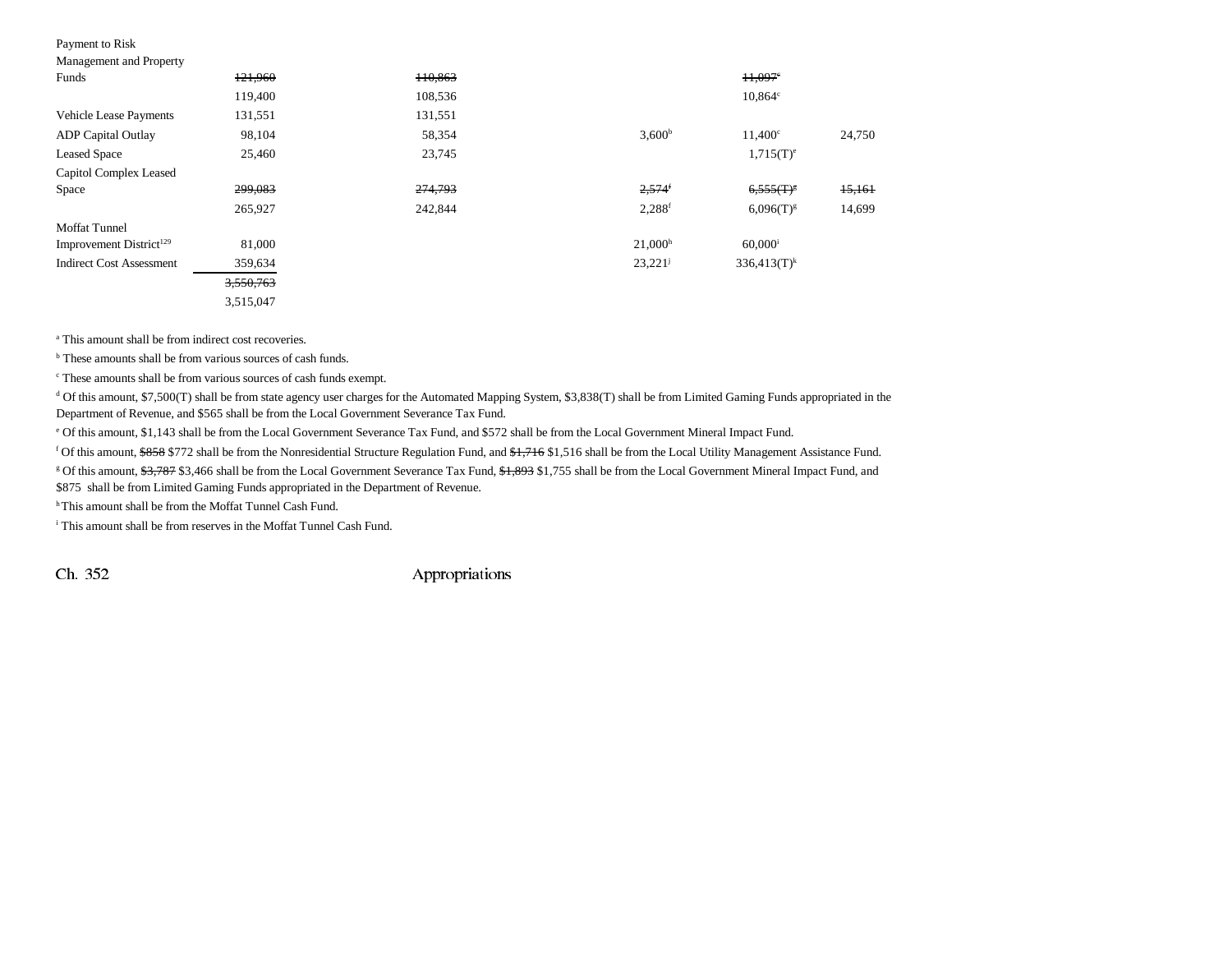| | | | | | | |
|---|---|---|---|---|---|---|
| Payment to Risk Management and Property Funds | ~~121,960~~ | ~~110,863~~ | | | ~~11,097~~[c] | |
| | 119,400 | 108,536 | | | 10,864[c] | |
| Vehicle Lease Payments | 131,551 | 131,551 | | | | |
| ADP Capital Outlay | 98,104 | 58,354 | | 3,600[b] | 11,400[c] | 24,750 |
| Leased Space | 25,460 | 23,745 | | | 1,715(T)[e] | |
| Capitol Complex Leased Space | ~~299,083~~ | ~~274,793~~ | | ~~2,574~~[f] | ~~6,555(T)~~[g] | ~~15,161~~ |
| | 265,927 | 242,844 | | 2,288[f] | 6,096(T)[g] | 14,699 |
| Moffat Tunnel Improvement District[129] | 81,000 | | | 21,000[h] | 60,000[i] | |
| Indirect Cost Assessment | 359,634 | | | 23,221[j] | 336,413(T)[k] | |
| | ~~3,550,763~~ | | | | | |
| | 3,515,047 | | | | | |

[a] This amount shall be from indirect cost recoveries.

[b] These amounts shall be from various sources of cash funds.

[c] These amounts shall be from various sources of cash funds exempt.

[d] Of this amount, $7,500(T) shall be from state agency user charges for the Automated Mapping System, $3,838(T) shall be from Limited Gaming Funds appropriated in the Department of Revenue, and $565 shall be from the Local Government Severance Tax Fund.

[e] Of this amount, $1,143 shall be from the Local Government Severance Tax Fund, and $572 shall be from the Local Government Mineral Impact Fund.

[f] Of this amount, ~~$858~~ $772 shall be from the Nonresidential Structure Regulation Fund, and ~~$1,716~~ $1,516 shall be from the Local Utility Management Assistance Fund.

[g] Of this amount, ~~$3,787~~ $3,466 shall be from the Local Government Severance Tax Fund, ~~$1,893~~ $1,755 shall be from the Local Government Mineral Impact Fund, and $875 shall be from Limited Gaming Funds appropriated in the Department of Revenue.

[h] This amount shall be from the Moffat Tunnel Cash Fund.

[i] This amount shall be from reserves in the Moffat Tunnel Cash Fund.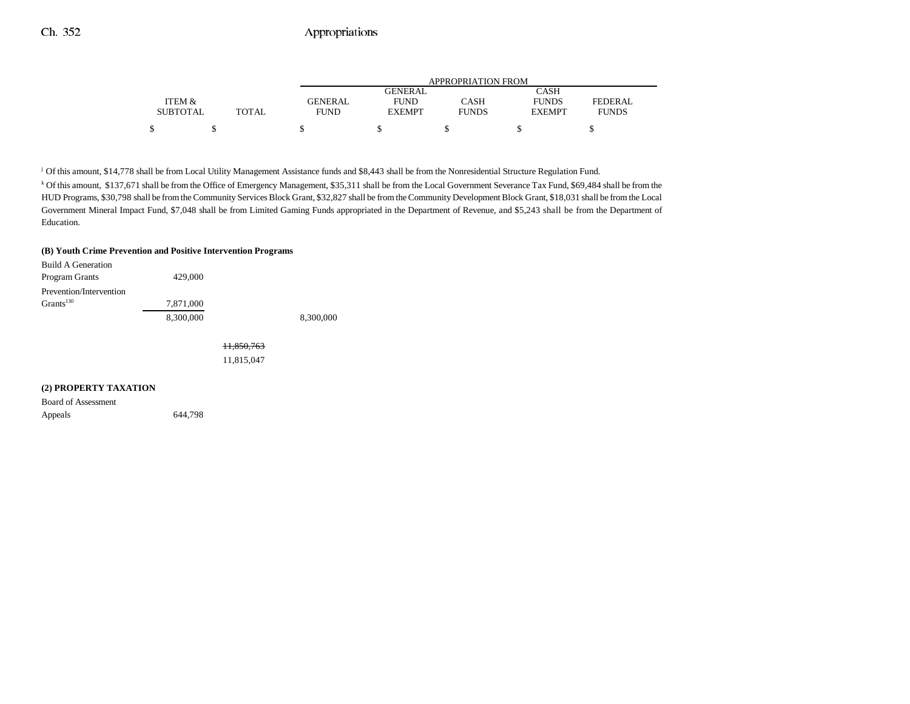| | ITEM & SUBTOTAL | TOTAL | APPROPRIATION FROM GENERAL FUND | GENERAL FUND EXEMPT | CASH FUNDS | CASH FUNDS EXEMPT | FEDERAL FUNDS |
|---|---|---|---|---|---|---|---|
| | $ | $ | $ | $ | $ | $ | $ |

[j] Of this amount, $14,778 shall be from Local Utility Management Assistance funds and $8,443 shall be from the Nonresidential Structure Regulation Fund.

[k] Of this amount, $137,671 shall be from the Office of Emergency Management, $35,311 shall be from the Local Government Severance Tax Fund, $69,484 shall be from the HUD Programs, $30,798 shall be from the Community Services Block Grant, $32,827 shall be from the Community Development Block Grant, $18,031 shall be from the Local Government Mineral Impact Fund, $7,048 shall be from Limited Gaming Funds appropriated in the Department of Revenue, and $5,243 shall be from the Department of Education.

**(B) Youth Crime Prevention and Positive Intervention Programs**

| | ITEM & SUBTOTAL | TOTAL | GENERAL FUND | GENERAL FUND EXEMPT | CASH FUNDS | CASH FUNDS EXEMPT | FEDERAL FUNDS |
|---|---|---|---|---|---|---|---|
| Build A Generation Program Grants | 429,000 | | | | | | |
| Prevention/Intervention Grants[130] | 7,871,000 | | | | | | |
| | 8,300,000 | | 8,300,000 | | | | |
| | | ~~11,850,763~~ 11,815,047 | | | | | |

**(2) PROPERTY TAXATION**

| | ITEM & SUBTOTAL | TOTAL | GENERAL FUND | GENERAL FUND EXEMPT | CASH FUNDS | CASH FUNDS EXEMPT | FEDERAL FUNDS |
|---|---|---|---|---|---|---|---|
| Board of Assessment Appeals | 644,798 | | | | | | |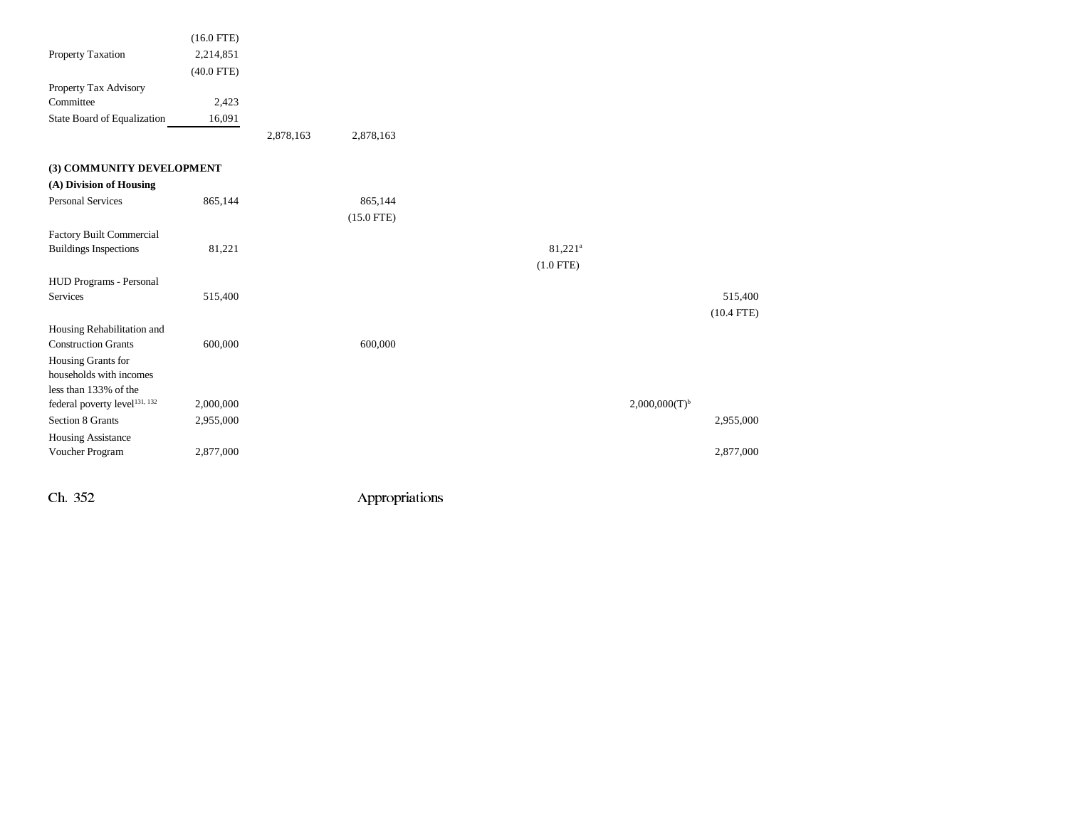| | | | | | | | |
|---|---|---|---|---|---|---|---|
| | (16.0 FTE) | | | | | | |
| Property Taxation | 2,214,851 | | | | | | |
| | (40.0 FTE) | | | | | | |
| Property Tax Advisory Committee | 2,423 | | | | | | |
| State Board of Equalization | 16,091 | | | | | | |
| | | 2,878,163 | 2,878,163 | | | | |
| **(3) COMMUNITY DEVELOPMENT** | | | | | | | |
| **(A) Division of Housing** | | | | | | | |
| Personal Services | 865,144 | | 865,144 | | | | |
| | | | (15.0 FTE) | | | | |
| Factory Built Commercial Buildings Inspections | 81,221 | | | | 81,221[a] | | |
| | | | | | (1.0 FTE) | | |
| HUD Programs - Personal Services | 515,400 | | | | | | 515,400 |
| | | | | | | | (10.4 FTE) |
| Housing Rehabilitation and Construction Grants | 600,000 | | 600,000 | | | | |
| Housing Grants for households with incomes less than 133% of the federal poverty level[131, 132] | 2,000,000 | | | | | 2,000,000(T)[b] | |
| Section 8 Grants | 2,955,000 | | | | | | 2,955,000 |
| Housing Assistance Voucher Program | 2,877,000 | | | | | | 2,877,000 |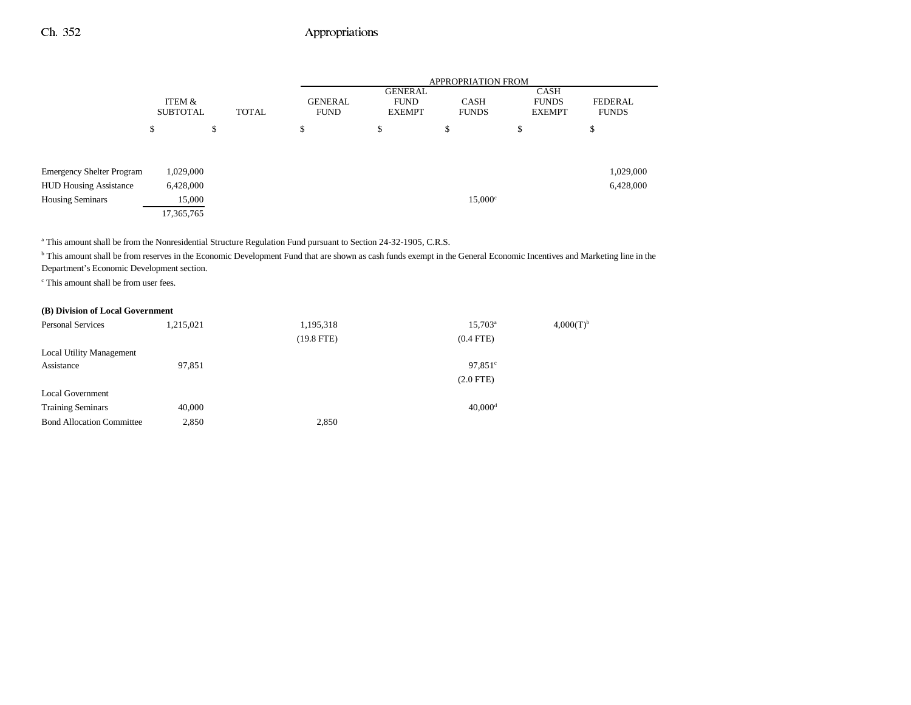| | ITEM & SUBTOTAL | TOTAL | APPROPRIATION FROM GENERAL FUND | GENERAL FUND EXEMPT | CASH FUNDS | CASH FUNDS EXEMPT | FEDERAL FUNDS |
|---|---|---|---|---|---|---|---|
| | $ | $ | $ | $ | $ | $ | $ |
| Emergency Shelter Program | 1,029,000 | | | | | | 1,029,000 |
| HUD Housing Assistance | 6,428,000 | | | | | | 6,428,000 |
| Housing Seminars | 15,000 | | | | 15,000[c] | | |
| | 17,365,765 | | | | | | |

[a] This amount shall be from the Nonresidential Structure Regulation Fund pursuant to Section 24-32-1905, C.R.S.

[b] This amount shall be from reserves in the Economic Development Fund that are shown as cash funds exempt in the General Economic Incentives and Marketing line in the Department's Economic Development section.

[c] This amount shall be from user fees.

**(B) Division of Local Government**

| | ITEM & SUBTOTAL | TOTAL | GENERAL FUND | GENERAL FUND EXEMPT | CASH FUNDS | CASH FUNDS EXEMPT | FEDERAL FUNDS |
|---|---|---|---|---|---|---|---|
| Personal Services | 1,215,021 | | 1,195,318 | | 15,703[a] | 4,000(T)[b] | |
| | | | (19.8 FTE) | | (0.4 FTE) | | |
| Local Utility Management Assistance | 97,851 | | | | 97,851[c] | | |
| | | | | | (2.0 FTE) | | |
| Local Government Training Seminars | 40,000 | | | | 40,000[d] | | |
| Bond Allocation Committee | 2,850 | | 2,850 | | | | |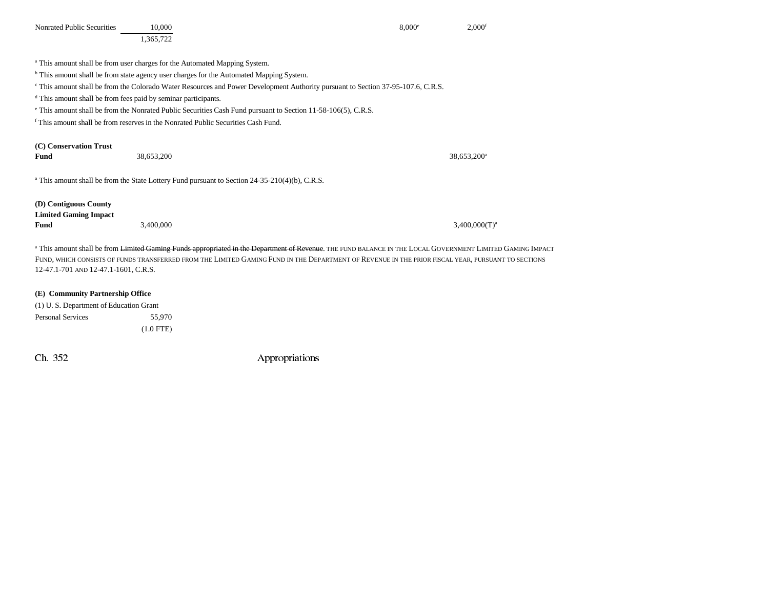| | | | | | |
|---|---|---|---|---|---|
| Nonrated Public Securities | 10,000 | | | 8,000[e] | 2,000[f] |
| | 1,365,722 | | | | |

[a] This amount shall be from user charges for the Automated Mapping System.

[b] This amount shall be from state agency user charges for the Automated Mapping System.

[c] This amount shall be from the Colorado Water Resources and Power Development Authority pursuant to Section 37-95-107.6, C.R.S.

[d] This amount shall be from fees paid by seminar participants.

[e] This amount shall be from the Nonrated Public Securities Cash Fund pursuant to Section 11-58-106(5), C.R.S.

[f] This amount shall be from reserves in the Nonrated Public Securities Cash Fund.

| | | | | | |
|---|---|---|---|---|---|
| **(C) Conservation Trust Fund** | 38,653,200 | | | | 38,653,200[a] |

[a] This amount shall be from the State Lottery Fund pursuant to Section 24-35-210(4)(b), C.R.S.

| | | | | | |
|---|---|---|---|---|---|
| **(D) Contiguous County Limited Gaming Impact Fund** | 3,400,000 | | | | 3,400,000(T)[a] |

[a] This amount shall be from ~~Limited Gaming Funds appropriated in the Department of Revenue~~. THE FUND BALANCE IN THE LOCAL GOVERNMENT LIMITED GAMING IMPACT FUND, WHICH CONSISTS OF FUNDS TRANSFERRED FROM THE LIMITED GAMING FUND IN THE DEPARTMENT OF REVENUE IN THE PRIOR FISCAL YEAR, PURSUANT TO SECTIONS 12-47.1-701 AND 12-47.1-1601, C.R.S.

**(E) Community Partnership Office**

(1) U. S. Department of Education Grant

| | |
|---|---|
| Personal Services | 55,970 |
| | (1.0 FTE) |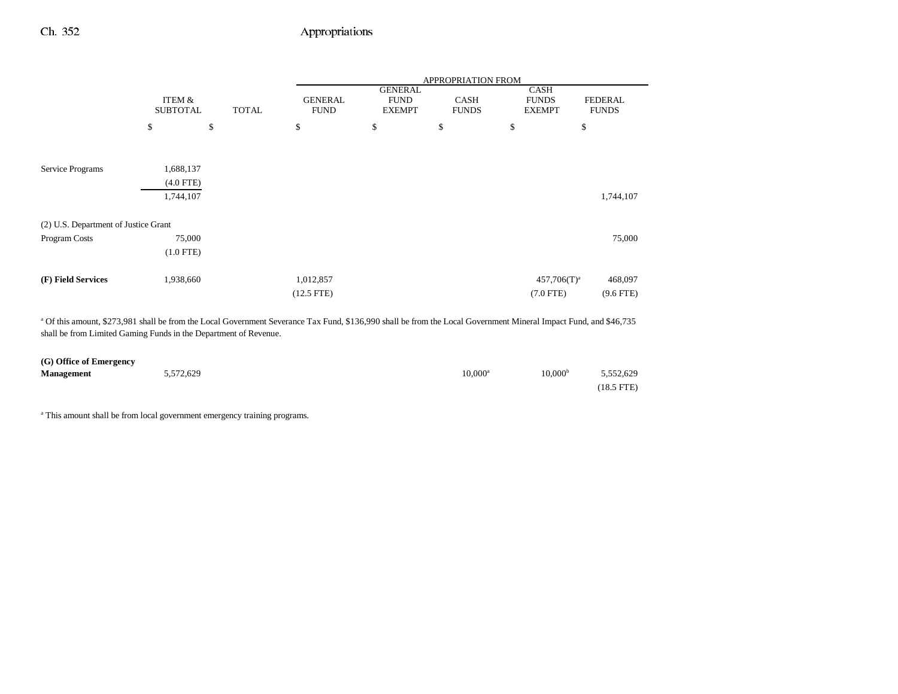| | ITEM & SUBTOTAL | TOTAL | APPROPRIATION FROM GENERAL FUND | GENERAL FUND EXEMPT | CASH FUNDS | CASH FUNDS EXEMPT | FEDERAL FUNDS |
|---|---|---|---|---|---|---|---|
| | $ | $ | $ | $ | $ | $ | $ |
| Service Programs | 1,688,137 | | | | | | |
| | (4.0 FTE) | | | | | | |
| | 1,744,107 | | | | | | 1,744,107 |
| (2) U.S. Department of Justice Grant Program Costs | 75,000 | | | | | | 75,000 |
| | (1.0 FTE) | | | | | | |
| **(F) Field Services** | 1,938,660 | | 1,012,857 | | | 457,706(T)[a] | 468,097 |
| | | | (12.5 FTE) | | | (7.0 FTE) | (9.6 FTE) |

[a] Of this amount, $273,981 shall be from the Local Government Severance Tax Fund, $136,990 shall be from the Local Government Mineral Impact Fund, and $46,735 shall be from Limited Gaming Funds in the Department of Revenue.

| | ITEM & SUBTOTAL | TOTAL | GENERAL FUND | GENERAL FUND EXEMPT | CASH FUNDS | CASH FUNDS EXEMPT | FEDERAL FUNDS |
|---|---|---|---|---|---|---|---|
| **(G) Office of Emergency Management** | 5,572,629 | | | | 10,000[a] | 10,000[b] | 5,552,629 |
| | | | | | | | (18.5 FTE) |

[a] This amount shall be from local government emergency training programs.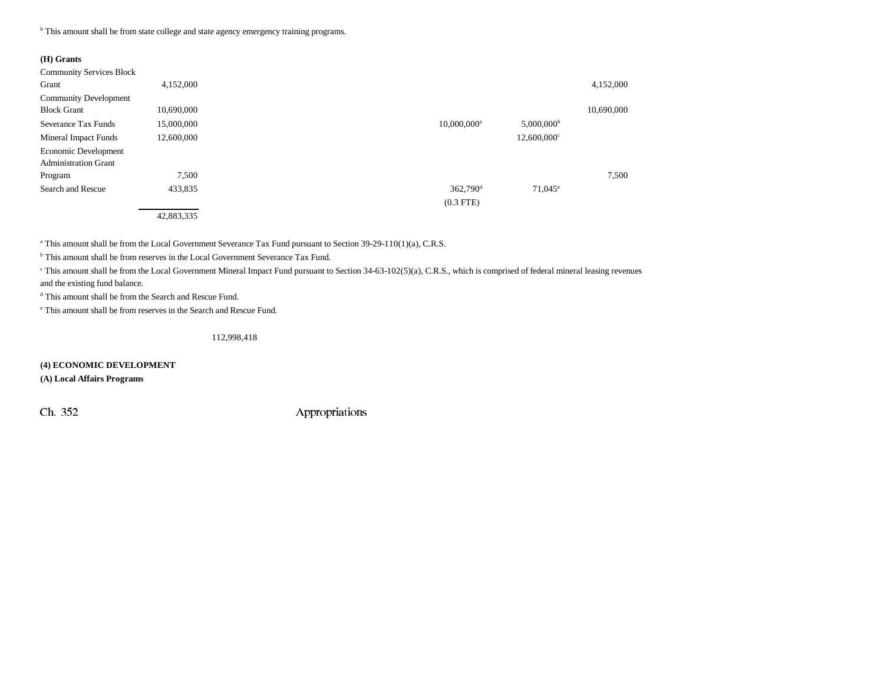[b] This amount shall be from state college and state agency emergency training programs.

**(H) Grants**

| | Total | General Fund | General Fund Exempt | Cash Funds | Cash Funds Exempt | Federal Funds |
|---|---|---|---|---|---|---|
| Community Services Block Grant | 4,152,000 | | | | | 4,152,000 |
| Community Development Block Grant | 10,690,000 | | | | | 10,690,000 |
| Severance Tax Funds | 15,000,000 | | | 10,000,000[a] | 5,000,000[b] | |
| Mineral Impact Funds | 12,600,000 | | | | 12,600,000[c] | |
| Economic Development Administration Grant Program | 7,500 | | | | | 7,500 |
| Search and Rescue | 433,835 | | | 362,790[d] (0.3 FTE) | 71,045[e] | |
| | 42,883,335 | | | | | |

[a] This amount shall be from the Local Government Severance Tax Fund pursuant to Section 39-29-110(1)(a), C.R.S.

[b] This amount shall be from reserves in the Local Government Severance Tax Fund.

[c] This amount shall be from the Local Government Mineral Impact Fund pursuant to Section 34-63-102(5)(a), C.R.S., which is comprised of federal mineral leasing revenues and the existing fund balance.

[d] This amount shall be from the Search and Rescue Fund.

[e] This amount shall be from reserves in the Search and Rescue Fund.

112,998,418

**(4) ECONOMIC DEVELOPMENT**

**(A) Local Affairs Programs**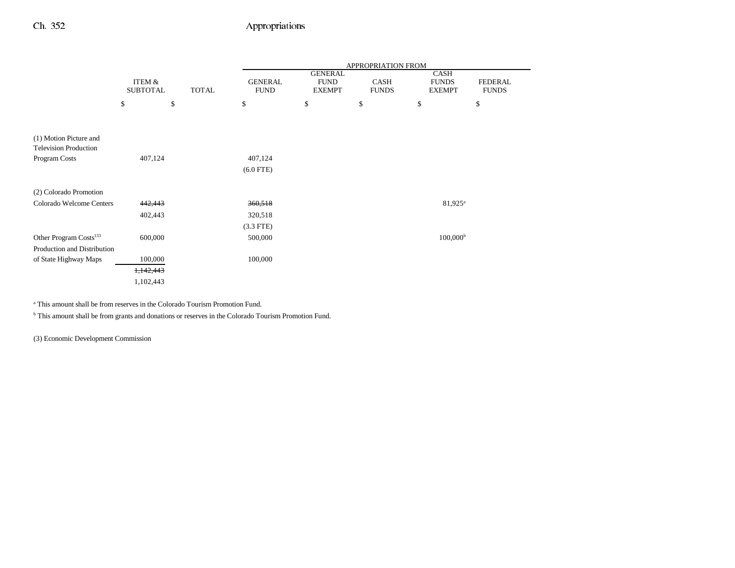| | ITEM & SUBTOTAL | TOTAL | APPROPRIATION FROM GENERAL FUND | GENERAL FUND EXEMPT | CASH FUNDS | CASH FUNDS EXEMPT | FEDERAL FUNDS |
|---|---|---|---|---|---|---|---|
| | $ | $ | $ | $ | $ | $ | $ |
| (1) Motion Picture and Television Production Program Costs | 407,124 | | 407,124 (6.0 FTE) | | | | |
| (2) Colorado Promotion | | | | | | | |
| Colorado Welcome Centers | ~~442,443~~ 402,443 | | ~~360,518~~ 320,518 (3.3 FTE) | | | 81,925[a] | |
| Other Program Costs[133] | 600,000 | | 500,000 | | | 100,000[b] | |
| Production and Distribution of State Highway Maps | 100,000 | | 100,000 | | | | |
| | ~~1,142,443~~ 1,102,443 | | | | | | |

[a] This amount shall be from reserves in the Colorado Tourism Promotion Fund.

[b] This amount shall be from grants and donations or reserves in the Colorado Tourism Promotion Fund.

(3) Economic Development Commission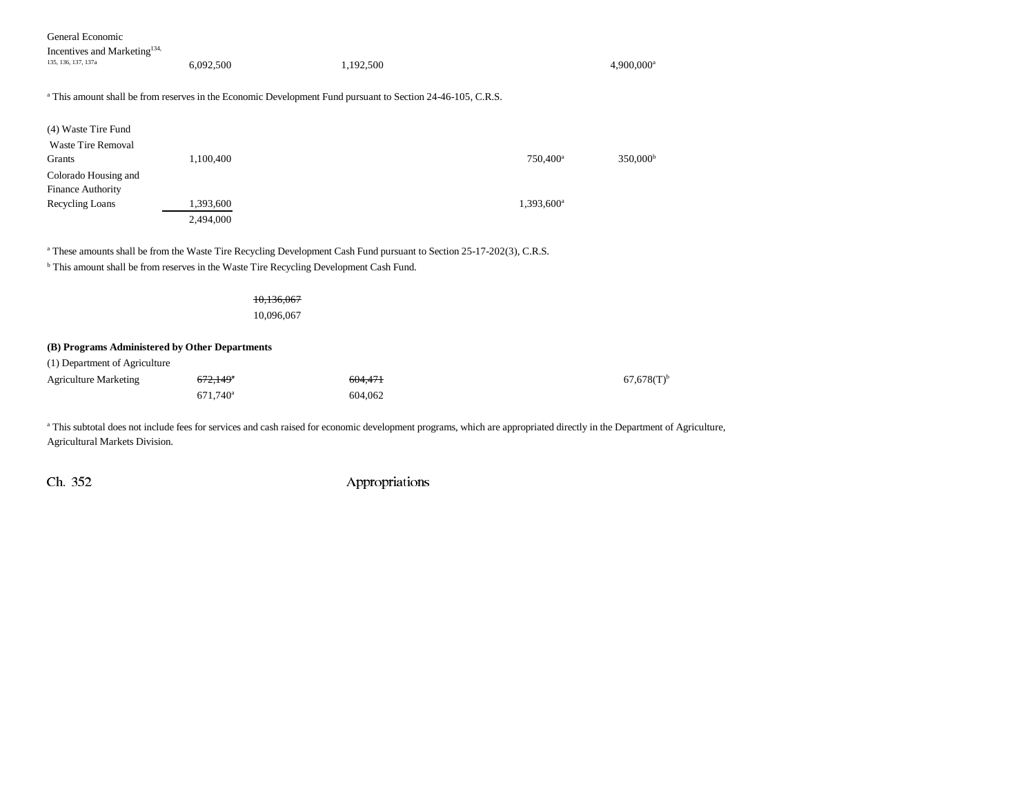| | | | | | |
|---|---|---|---|---|---|
| General Economic Incentives and Marketing[134, 135, 136, 137, 137a] | 6,092,500 | 1,192,500 | | | 4,900,000[a] |

[a] This amount shall be from reserves in the Economic Development Fund pursuant to Section 24-46-105, C.R.S.

(4) Waste Tire Fund

| | | | | | |
|---|---|---|---|---|---|
| Waste Tire Removal Grants | 1,100,400 | | | 750,400[a] | 350,000[b] |
| Colorado Housing and Finance Authority Recycling Loans | 1,393,600 | | | 1,393,600[a] | |
| | 2,494,000 | | | | |

[a] These amounts shall be from the Waste Tire Recycling Development Cash Fund pursuant to Section 25-17-202(3), C.R.S.

[b] This amount shall be from reserves in the Waste Tire Recycling Development Cash Fund.

| | | | | | |
|---|---|---|---|---|---|
| | | ~~10,136,067~~ 10,096,067 | | | |

**(B) Programs Administered by Other Departments**

(1) Department of Agriculture

| | | | | | |
|---|---|---|---|---|---|
| Agriculture Marketing | ~~672,149~~[a] 671,740[a] | ~~604,471~~ 604,062 | | | 67,678(T)[b] |

[a] This subtotal does not include fees for services and cash raised for economic development programs, which are appropriated directly in the Department of Agriculture, Agricultural Markets Division.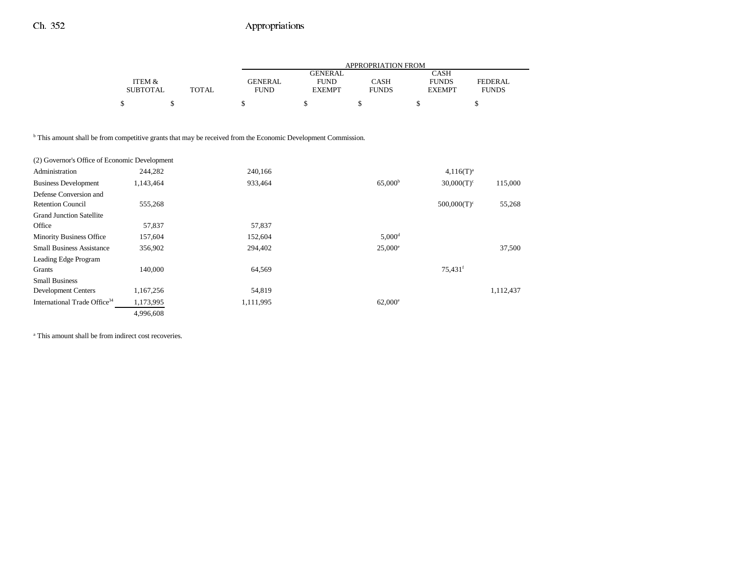| | ITEM & SUBTOTAL | TOTAL | GENERAL FUND | GENERAL FUND EXEMPT | CASH FUNDS | CASH FUNDS EXEMPT | FEDERAL FUNDS |
|---|---|---|---|---|---|---|---|
| | $ | $ | $ | $ | $ | $ | $ |

[b] This amount shall be from competitive grants that may be received from the Economic Development Commission.

| | ITEM & SUBTOTAL | TOTAL | GENERAL FUND | GENERAL FUND EXEMPT | CASH FUNDS | CASH FUNDS EXEMPT | FEDERAL FUNDS |
|---|---|---|---|---|---|---|---|
| (2) Governor's Office of Economic Development | | | | | | | |
| Administration | 244,282 | | 240,166 | | | 4,116(T)[a] | |
| Business Development | 1,143,464 | | 933,464 | | 65,000[b] | 30,000(T)[c] | 115,000 |
| Defense Conversion and Retention Council | 555,268 | | | | | 500,000(T)[c] | 55,268 |
| Grand Junction Satellite Office | 57,837 | | 57,837 | | | | |
| Minority Business Office | 157,604 | | 152,604 | | 5,000[d] | | |
| Small Business Assistance | 356,902 | | 294,402 | | 25,000[e] | | 37,500 |
| Leading Edge Program Grants | 140,000 | | 64,569 | | | 75,431[f] | |
| Small Business Development Centers | 1,167,256 | | 54,819 | | | | 1,112,437 |
| International Trade Office[34] | 1,173,995 | | 1,111,995 | | 62,000[e] | | |
| | 4,996,608 | | | | | | |

[a] This amount shall be from indirect cost recoveries.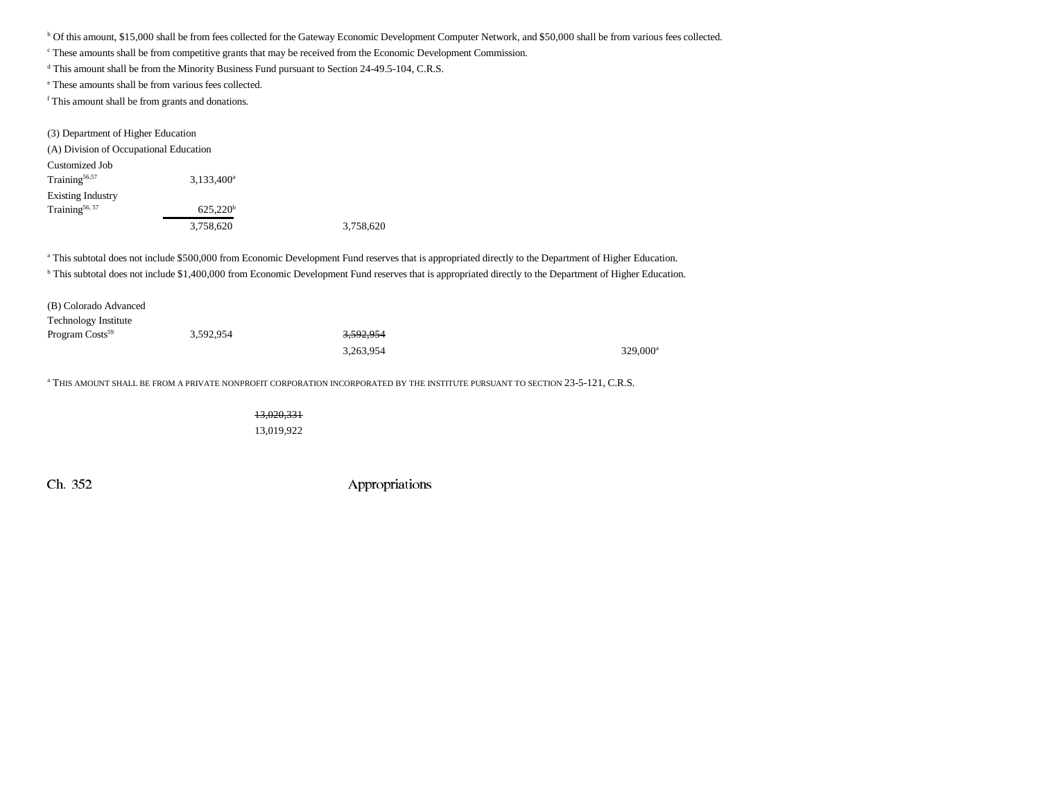[b] Of this amount, $15,000 shall be from fees collected for the Gateway Economic Development Computer Network, and $50,000 shall be from various fees collected.

[c] These amounts shall be from competitive grants that may be received from the Economic Development Commission.

[d] This amount shall be from the Minority Business Fund pursuant to Section 24-49.5-104, C.R.S.

[e] These amounts shall be from various fees collected.

[f] This amount shall be from grants and donations.

(3) Department of Higher Education

(A) Division of Occupational Education

| | | | |
|---|---|---|---|
| Customized Job Training[56,57] | 3,133,400[a] | | |
| Existing Industry Training[56, 57] | 625,220[b] | | |
| | 3,758,620 | 3,758,620 | |

[a] This subtotal does not include $500,000 from Economic Development Fund reserves that is appropriated directly to the Department of Higher Education.

[b] This subtotal does not include $1,400,000 from Economic Development Fund reserves that is appropriated directly to the Department of Higher Education.

(B) Colorado Advanced Technology Institute

| | | | |
|---|---|---|---|
| Program Costs[59] | 3,592,954 | ~~3,592,954~~ | |
| | | 3,263,954 | 329,000[a] |

[a] THIS AMOUNT SHALL BE FROM A PRIVATE NONPROFIT CORPORATION INCORPORATED BY THE INSTITUTE PURSUANT TO SECTION 23-5-121, C.R.S.

~~13,020,331~~
13,019,922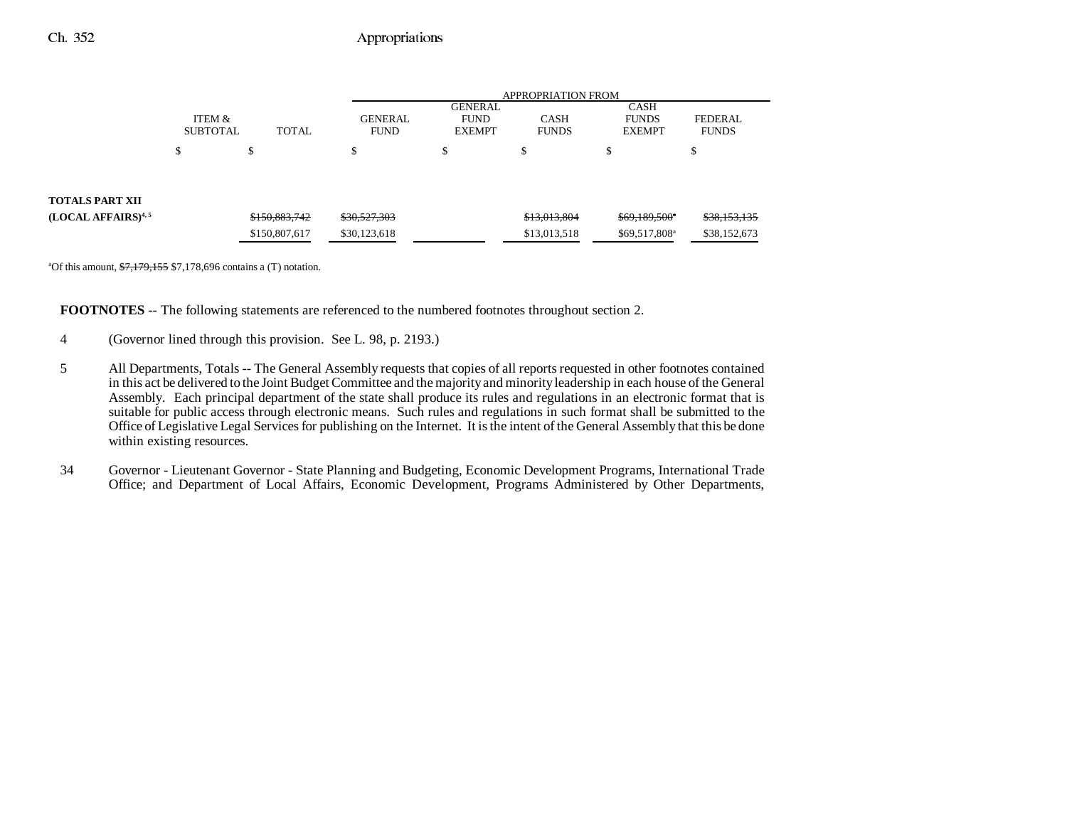| | ITEM & SUBTOTAL | TOTAL | APPROPRIATION FROM GENERAL FUND | GENERAL FUND EXEMPT | CASH FUNDS | CASH FUNDS EXEMPT | FEDERAL FUNDS |
|---|---|---|---|---|---|---|---|
| | $ | $ | $ | $ | $ | $ | $ |
| **TOTALS PART XII** | | | | | | | |
| **(LOCAL AFFAIRS)[4, 5]** | | ~~$150,883,742~~ | ~~$30,527,303~~ | | ~~$13,013,804~~ | ~~$69,189,500~~[a] | ~~$38,153,135~~ |
| | | $150,807,617 | $30,123,618 | | $13,013,518 | $69,517,808[a] | $38,152,673 |

[a]Of this amount, ~~$7,179,155~~ $7,178,696 contains a (T) notation.

**FOOTNOTES** -- The following statements are referenced to the numbered footnotes throughout section 2.

4 (Governor lined through this provision. See L. 98, p. 2193.)

5 All Departments, Totals -- The General Assembly requests that copies of all reports requested in other footnotes contained in this act be delivered to the Joint Budget Committee and the majority and minority leadership in each house of the General Assembly. Each principal department of the state shall produce its rules and regulations in an electronic format that is suitable for public access through electronic means. Such rules and regulations in such format shall be submitted to the Office of Legislative Legal Services for publishing on the Internet. It is the intent of the General Assembly that this be done within existing resources.

34 Governor - Lieutenant Governor - State Planning and Budgeting, Economic Development Programs, International Trade Office; and Department of Local Affairs, Economic Development, Programs Administered by Other Departments,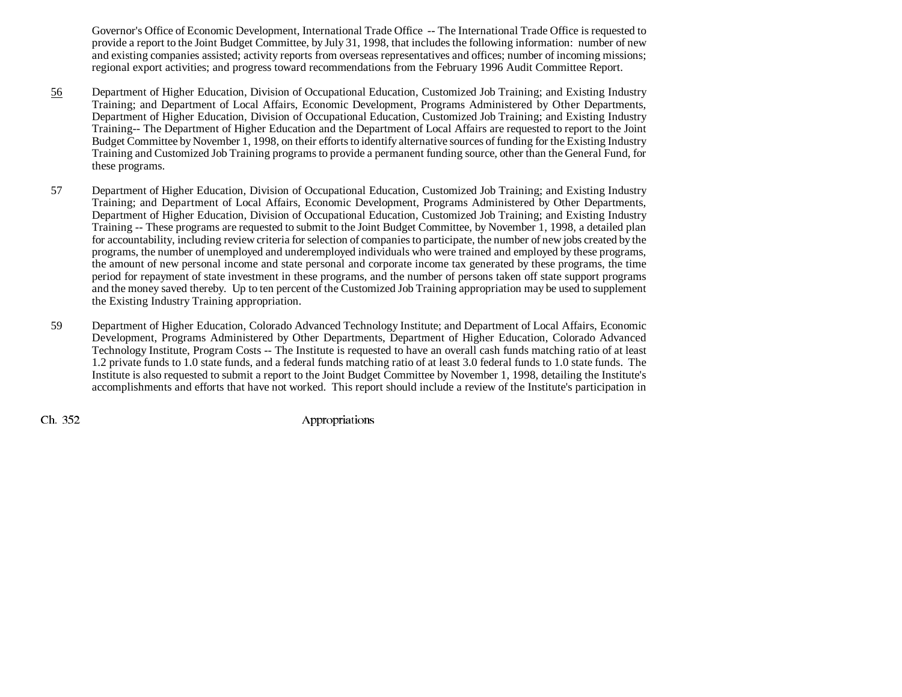Governor's Office of Economic Development, International Trade Office -- The International Trade Office is requested to provide a report to the Joint Budget Committee, by July 31, 1998, that includes the following information: number of new and existing companies assisted; activity reports from overseas representatives and offices; number of incoming missions; regional export activities; and progress toward recommendations from the February 1996 Audit Committee Report.

56 Department of Higher Education, Division of Occupational Education, Customized Job Training; and Existing Industry Training; and Department of Local Affairs, Economic Development, Programs Administered by Other Departments, Department of Higher Education, Division of Occupational Education, Customized Job Training; and Existing Industry Training-- The Department of Higher Education and the Department of Local Affairs are requested to report to the Joint Budget Committee by November 1, 1998, on their efforts to identify alternative sources of funding for the Existing Industry Training and Customized Job Training programs to provide a permanent funding source, other than the General Fund, for these programs.

57 Department of Higher Education, Division of Occupational Education, Customized Job Training; and Existing Industry Training; and Department of Local Affairs, Economic Development, Programs Administered by Other Departments, Department of Higher Education, Division of Occupational Education, Customized Job Training; and Existing Industry Training -- These programs are requested to submit to the Joint Budget Committee, by November 1, 1998, a detailed plan for accountability, including review criteria for selection of companies to participate, the number of new jobs created by the programs, the number of unemployed and underemployed individuals who were trained and employed by these programs, the amount of new personal income and state personal and corporate income tax generated by these programs, the time period for repayment of state investment in these programs, and the number of persons taken off state support programs and the money saved thereby. Up to ten percent of the Customized Job Training appropriation may be used to supplement the Existing Industry Training appropriation.

59 Department of Higher Education, Colorado Advanced Technology Institute; and Department of Local Affairs, Economic Development, Programs Administered by Other Departments, Department of Higher Education, Colorado Advanced Technology Institute, Program Costs -- The Institute is requested to have an overall cash funds matching ratio of at least 1.2 private funds to 1.0 state funds, and a federal funds matching ratio of at least 3.0 federal funds to 1.0 state funds. The Institute is also requested to submit a report to the Joint Budget Committee by November 1, 1998, detailing the Institute's accomplishments and efforts that have not worked. This report should include a review of the Institute's participation in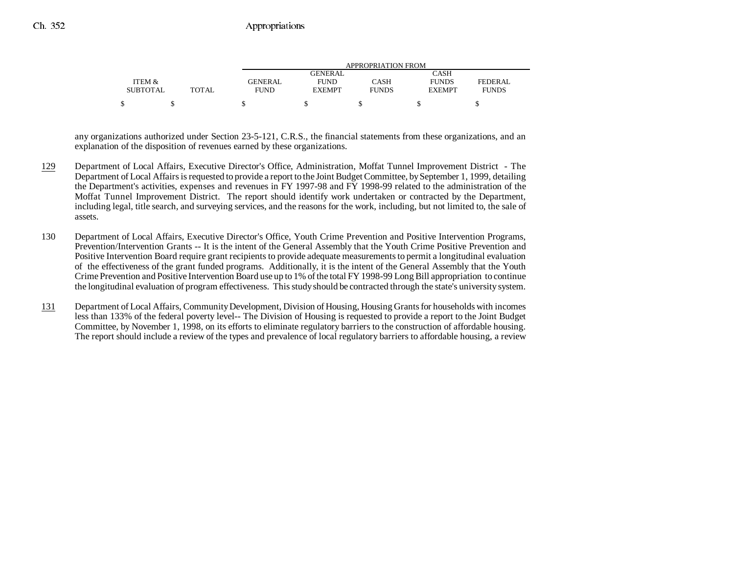| ITEM & SUBTOTAL | TOTAL | APPROPRIATION FROM GENERAL FUND | GENERAL FUND EXEMPT | CASH FUNDS | CASH FUNDS EXEMPT | FEDERAL FUNDS |
|---|---|---|---|---|---|---|
| $ | $ | $ | $ | $ | $ | $ |

any organizations authorized under Section 23-5-121, C.R.S., the financial statements from these organizations, and an explanation of the disposition of revenues earned by these organizations.

129 Department of Local Affairs, Executive Director's Office, Administration, Moffat Tunnel Improvement District - The Department of Local Affairs is requested to provide a report to the Joint Budget Committee, by September 1, 1999, detailing the Department's activities, expenses and revenues in FY 1997-98 and FY 1998-99 related to the administration of the Moffat Tunnel Improvement District. The report should identify work undertaken or contracted by the Department, including legal, title search, and surveying services, and the reasons for the work, including, but not limited to, the sale of assets.

130 Department of Local Affairs, Executive Director's Office, Youth Crime Prevention and Positive Intervention Programs, Prevention/Intervention Grants -- It is the intent of the General Assembly that the Youth Crime Positive Prevention and Positive Intervention Board require grant recipients to provide adequate measurements to permit a longitudinal evaluation of the effectiveness of the grant funded programs. Additionally, it is the intent of the General Assembly that the Youth Crime Prevention and Positive Intervention Board use up to 1% of the total FY 1998-99 Long Bill appropriation to continue the longitudinal evaluation of program effectiveness. This study should be contracted through the state's university system.

131 Department of Local Affairs, Community Development, Division of Housing, Housing Grants for households with incomes less than 133% of the federal poverty level-- The Division of Housing is requested to provide a report to the Joint Budget Committee, by November 1, 1998, on its efforts to eliminate regulatory barriers to the construction of affordable housing. The report should include a review of the types and prevalence of local regulatory barriers to affordable housing, a review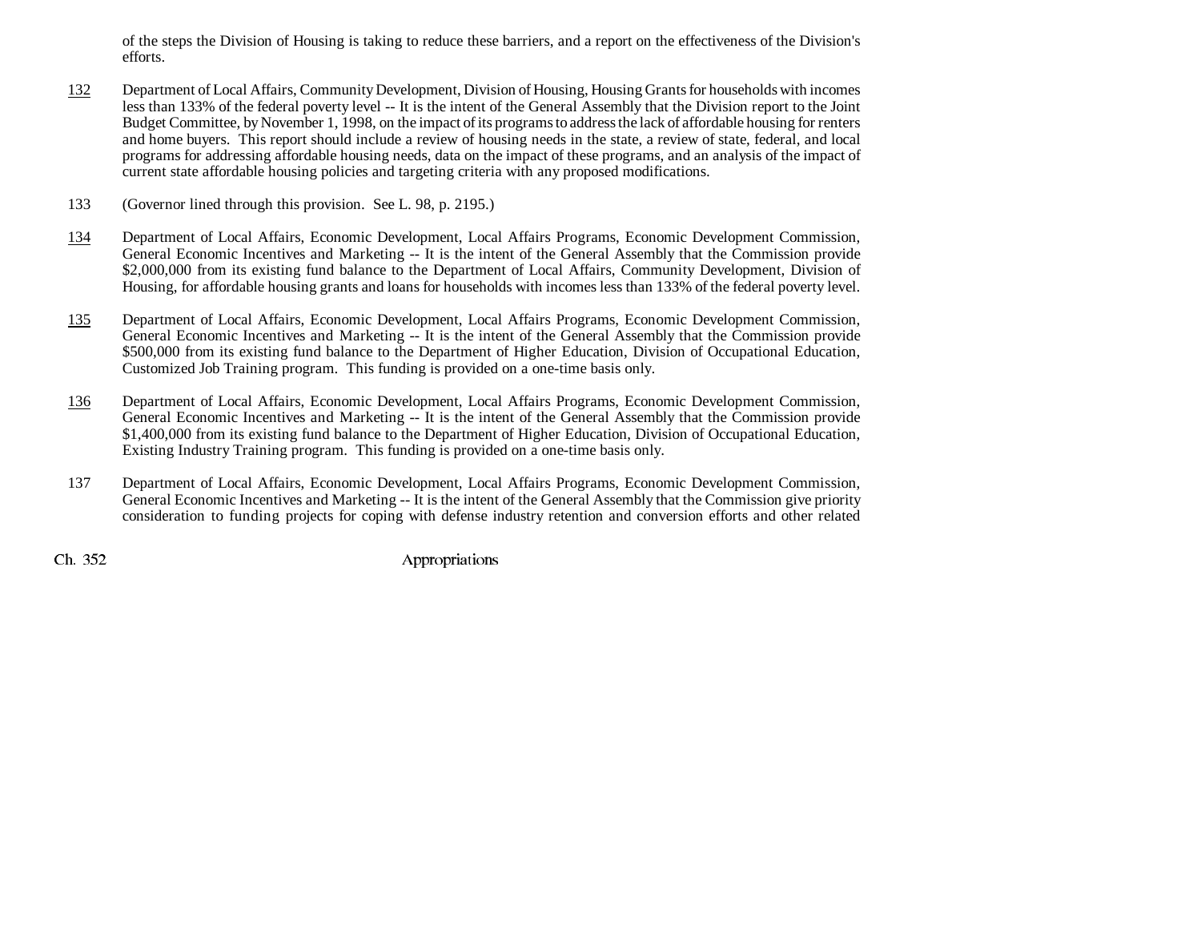of the steps the Division of Housing is taking to reduce these barriers, and a report on the effectiveness of the Division's efforts.

132 Department of Local Affairs, Community Development, Division of Housing, Housing Grants for households with incomes less than 133% of the federal poverty level -- It is the intent of the General Assembly that the Division report to the Joint Budget Committee, by November 1, 1998, on the impact of its programs to address the lack of affordable housing for renters and home buyers. This report should include a review of housing needs in the state, a review of state, federal, and local programs for addressing affordable housing needs, data on the impact of these programs, and an analysis of the impact of current state affordable housing policies and targeting criteria with any proposed modifications.

133 (Governor lined through this provision. See L. 98, p. 2195.)

134 Department of Local Affairs, Economic Development, Local Affairs Programs, Economic Development Commission, General Economic Incentives and Marketing -- It is the intent of the General Assembly that the Commission provide $2,000,000 from its existing fund balance to the Department of Local Affairs, Community Development, Division of Housing, for affordable housing grants and loans for households with incomes less than 133% of the federal poverty level.

135 Department of Local Affairs, Economic Development, Local Affairs Programs, Economic Development Commission, General Economic Incentives and Marketing -- It is the intent of the General Assembly that the Commission provide $500,000 from its existing fund balance to the Department of Higher Education, Division of Occupational Education, Customized Job Training program. This funding is provided on a one-time basis only.

136 Department of Local Affairs, Economic Development, Local Affairs Programs, Economic Development Commission, General Economic Incentives and Marketing -- It is the intent of the General Assembly that the Commission provide $1,400,000 from its existing fund balance to the Department of Higher Education, Division of Occupational Education, Existing Industry Training program. This funding is provided on a one-time basis only.

137 Department of Local Affairs, Economic Development, Local Affairs Programs, Economic Development Commission, General Economic Incentives and Marketing -- It is the intent of the General Assembly that the Commission give priority consideration to funding projects for coping with defense industry retention and conversion efforts and other related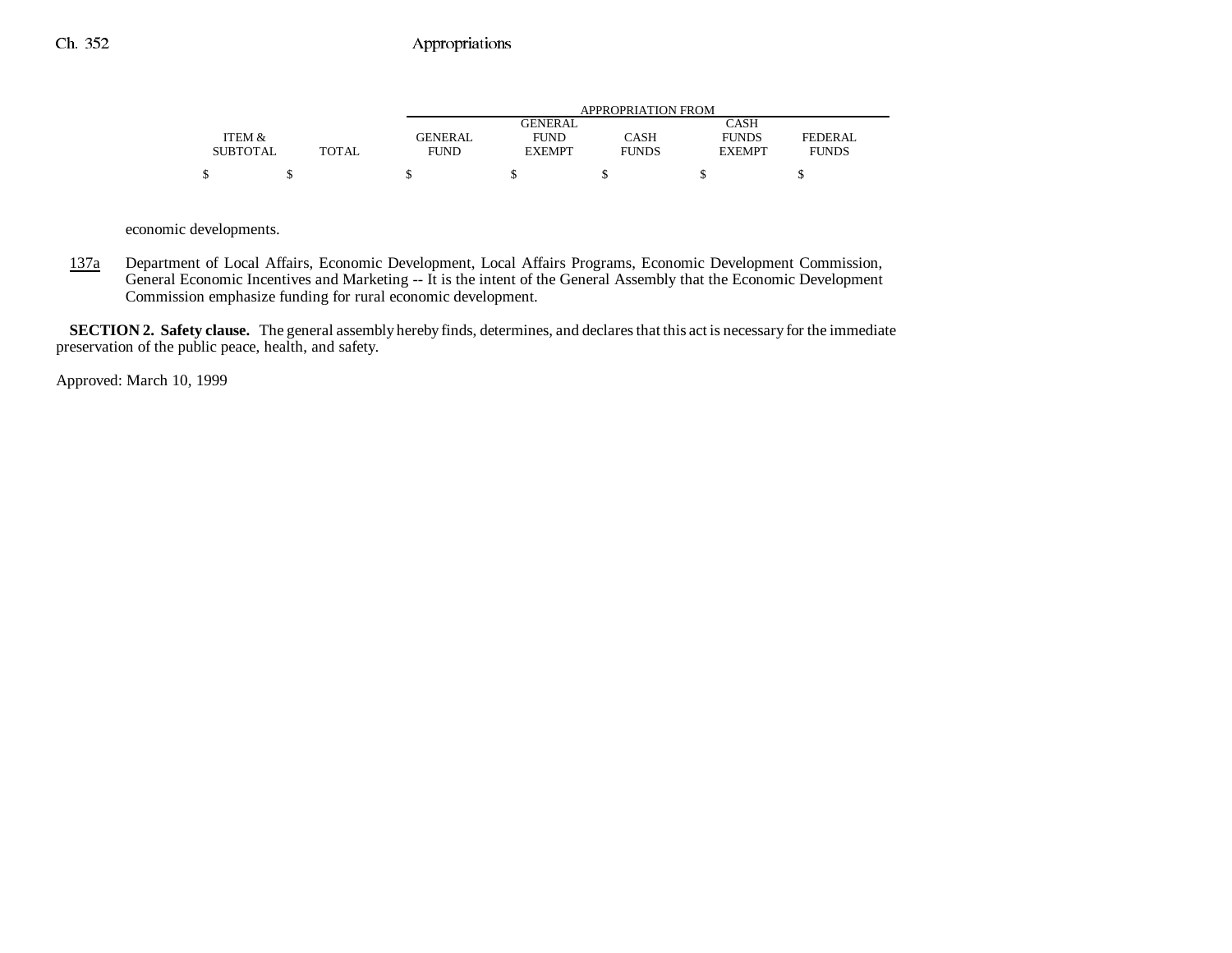| ITEM & SUBTOTAL | TOTAL | GENERAL FUND | GENERAL FUND EXEMPT | CASH FUNDS | CASH FUNDS EXEMPT | FEDERAL FUNDS |
|---|---|---|---|---|---|---|
| | | APPROPRIATION FROM | | | | |
| $ | $ | $ | $ | $ | $ | $ |

economic developments.

137a Department of Local Affairs, Economic Development, Local Affairs Programs, Economic Development Commission, General Economic Incentives and Marketing -- It is the intent of the General Assembly that the Economic Development Commission emphasize funding for rural economic development.

**SECTION 2. Safety clause.** The general assembly hereby finds, determines, and declares that this act is necessary for the immediate preservation of the public peace, health, and safety.

Approved: March 10, 1999